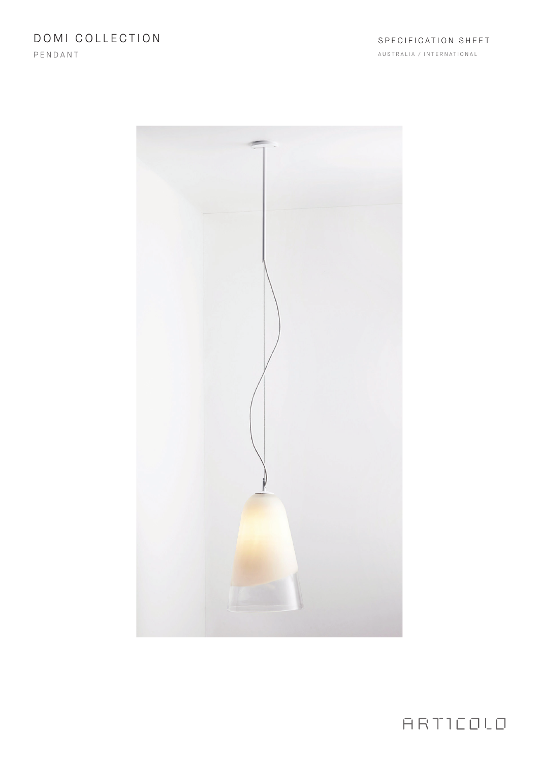# DOMI COLLECTION

PENDANT

SPECIFICATION SHEET

AUSTRALIA / INTERNATIONAL

ARTICOLO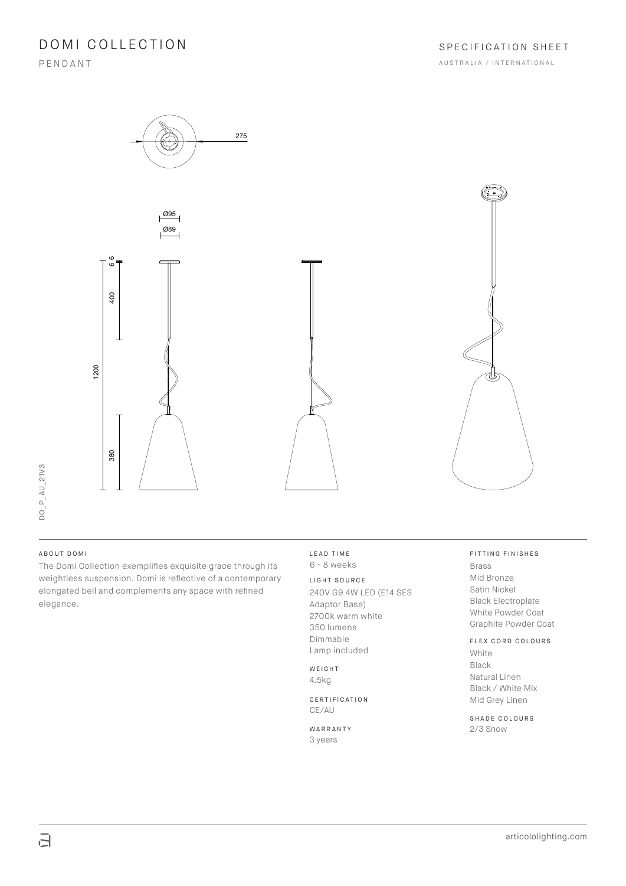# DOMI COLLECTION

PENDANT

SPECIFICATION SHEET

AUSTRALIA / INTERNATIONAL

275

Ø95

Ø89

6 6

400

1200

380

DO_P_AU_21V3

## ABOUT DOMI

The Domi Collection exemplifies exquisite grace through its weightless suspension. Domi is reflective of a contemporary elongated bell and complements any space with refined elegance.

### LEAD TIME

6 - 8 weeks

### LIGHT SOURCE

240V G9 4W LED (E14 SES Adaptor Base)
2700k warm white
350 lumens
Dimmable
Lamp included

### WEIGHT

4.5kg

### CERTIFICATION

CE/AU

### WARRANTY

3 years

### FITTING FINISHES

Brass
Mid Bronze
Satin Nickel
Black Electroplate
White Powder Coat
Graphite Powder Coat

### FLEX CORD COLOURS

White
Black
Natural Linen
Black / White Mix
Mid Grey Linen

### SHADE COLOURS

2/3 Snow

articololighting.com